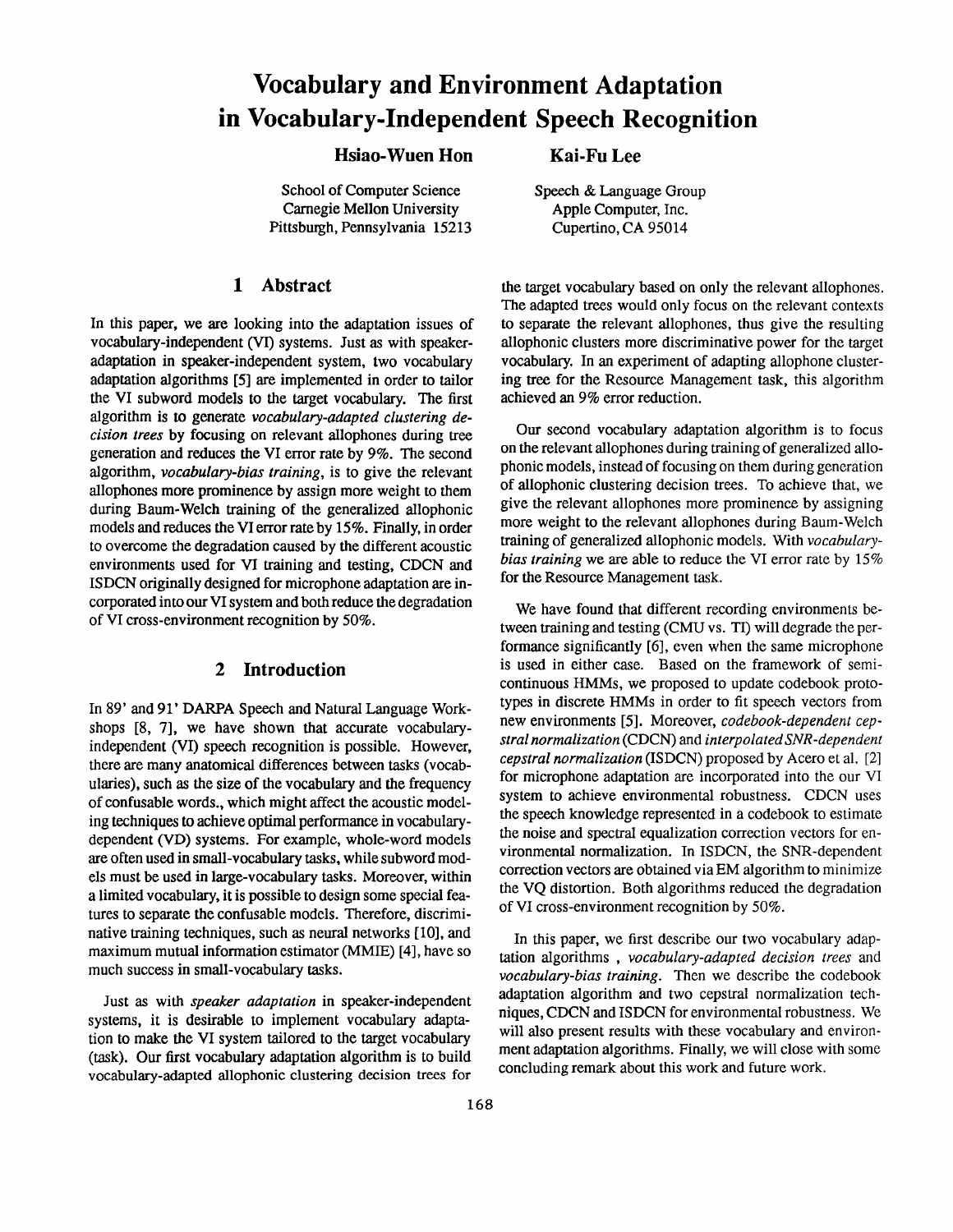# Vocabulary and Environment Adaptation in Vocabulary-Independent Speech Recognition

**Hsiao-Wuen Hon**

School of Computer Science
Carnegie Mellon University
Pittsburgh, Pennsylvania 15213

**Kai-Fu Lee**

Speech & Language Group
Apple Computer, Inc.
Cupertino, CA 95014

## 1 Abstract

In this paper, we are looking into the adaptation issues of vocabulary-independent (VI) systems. Just as with speaker-adaptation in speaker-independent system, two vocabulary adaptation algorithms [5] are implemented in order to tailor the VI subword models to the target vocabulary. The first algorithm is to generate *vocabulary-adapted clustering decision trees* by focusing on relevant allophones during tree generation and reduces the VI error rate by 9%. The second algorithm, *vocabulary-bias training*, is to give the relevant allophones more prominence by assign more weight to them during Baum-Welch training of the generalized allophonic models and reduces the VI error rate by 15%. Finally, in order to overcome the degradation caused by the different acoustic environments used for VI training and testing, CDCN and ISDCN originally designed for microphone adaptation are incorporated into our VI system and both reduce the degradation of VI cross-environment recognition by 50%.

## 2 Introduction

In 89' and 91' DARPA Speech and Natural Language Workshops [8, 7], we have shown that accurate vocabulary-independent (VI) speech recognition is possible. However, there are many anatomical differences between tasks (vocabularies), such as the size of the vocabulary and the frequency of confusable words., which might affect the acoustic modeling techniques to achieve optimal performance in vocabulary-dependent (VD) systems. For example, whole-word models are often used in small-vocabulary tasks, while subword models must be used in large-vocabulary tasks. Moreover, within a limited vocabulary, it is possible to design some special features to separate the confusable models. Therefore, discriminative training techniques, such as neural networks [10], and maximum mutual information estimator (MMIE) [4], have so much success in small-vocabulary tasks.

Just as with *speaker adaptation* in speaker-independent systems, it is desirable to implement vocabulary adaptation to make the VI system tailored to the target vocabulary (task). Our first vocabulary adaptation algorithm is to build vocabulary-adapted allophonic clustering decision trees for the target vocabulary based on only the relevant allophones. The adapted trees would only focus on the relevant contexts to separate the relevant allophones, thus give the resulting allophonic clusters more discriminative power for the target vocabulary. In an experiment of adapting allophone clustering tree for the Resource Management task, this algorithm achieved an 9% error reduction.

Our second vocabulary adaptation algorithm is to focus on the relevant allophones during training of generalized allophonic models, instead of focusing on them during generation of allophonic clustering decision trees. To achieve that, we give the relevant allophones more prominence by assigning more weight to the relevant allophones during Baum-Welch training of generalized allophonic models. With *vocabulary-bias training* we are able to reduce the VI error rate by 15% for the Resource Management task.

We have found that different recording environments between training and testing (CMU vs. TI) will degrade the performance significantly [6], even when the same microphone is used in either case. Based on the framework of semi-continuous HMMs, we proposed to update codebook prototypes in discrete HMMs in order to fit speech vectors from new environments [5]. Moreover, *codebook-dependent cepstral normalization* (CDCN) and *interpolated SNR-dependent cepstral normalization* (ISDCN) proposed by Acero et al. [2] for microphone adaptation are incorporated into the our VI system to achieve environmental robustness. CDCN uses the speech knowledge represented in a codebook to estimate the noise and spectral equalization correction vectors for environmental normalization. In ISDCN, the SNR-dependent correction vectors are obtained via EM algorithm to minimize the VQ distortion. Both algorithms reduced the degradation of VI cross-environment recognition by 50%.

In this paper, we first describe our two vocabulary adaptation algorithms , *vocabulary-adapted decision trees* and *vocabulary-bias training*. Then we describe the codebook adaptation algorithm and two cepstral normalization techniques, CDCN and ISDCN for environmental robustness. We will also present results with these vocabulary and environment adaptation algorithms. Finally, we will close with some concluding remark about this work and future work.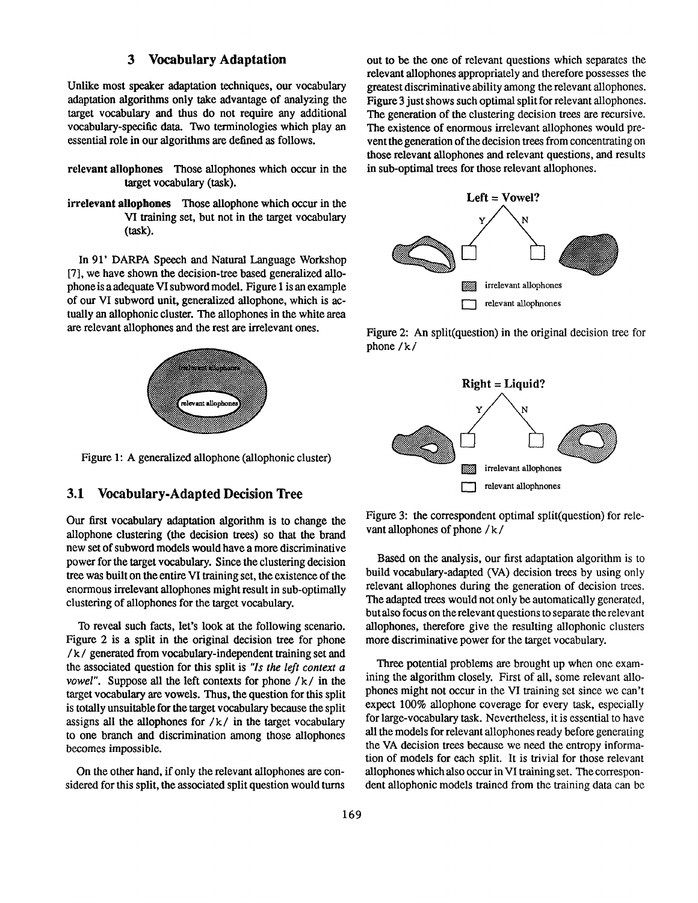## 3 Vocabulary Adaptation

Unlike most speaker adaptation techniques, our vocabulary adaptation algorithms only take advantage of analyzing the target vocabulary and thus do not require any additional vocabulary-specific data. Two terminologies which play an essential role in our algorithms are defined as follows.

**relevant allophones** Those allophones which occur in the target vocabulary (task).

**irrelevant allophones** Those allophone which occur in the VI training set, but not in the target vocabulary (task).

In 91' DARPA Speech and Natural Language Workshop [7], we have shown the decision-tree based generalized allophone is a adequate VI subword model. Figure 1 is an example of our VI subword unit, generalized allophone, which is actually an allophonic cluster. The allophones in the white area are relevant allophones and the rest are irrelevant ones.

Figure 1: A generalized allophone (allophonic cluster)

### 3.1 Vocabulary-Adapted Decision Tree

Our first vocabulary adaptation algorithm is to change the allophone clustering (the decision trees) so that the brand new set of subword models would have a more discriminative power for the target vocabulary. Since the clustering decision tree was built on the entire VI training set, the existence of the enormous irrelevant allophones might result in sub-optimally clustering of allophones for the target vocabulary.

To reveal such facts, let's look at the following scenario. Figure 2 is a split in the original decision tree for phone /k/ generated from vocabulary-independent training set and the associated question for this split is *"Is the left context a vowel"*. Suppose all the left contexts for phone /k/ in the target vocabulary are vowels. Thus, the question for this split is totally unsuitable for the target vocabulary because the split assigns all the allophones for /k/ in the target vocabulary to one branch and discrimination among those allophones becomes impossible.

On the other hand, if only the relevant allophones are considered for this split, the associated split question would turns out to be the one of relevant questions which separates the relevant allophones appropriately and therefore possesses the greatest discriminative ability among the relevant allophones. Figure 3 just shows such optimal split for relevant allophones. The generation of the clustering decision trees are recursive. The existence of enormous irrelevant allophones would prevent the generation of the decision trees from concentrating on those relevant allophones and relevant questions, and results in sub-optimal trees for those relevant allophones.

Figure 2: An split(question) in the original decision tree for phone /k/

Figure 3: the correspondent optimal split(question) for relevant allophones of phone /k/

Based on the analysis, our first adaptation algorithm is to build vocabulary-adapted (VA) decision trees by using only relevant allophones during the generation of decision trees. The adapted trees would not only be automatically generated, but also focus on the relevant questions to separate the relevant allophones, therefore give the resulting allophonic clusters more discriminative power for the target vocabulary.

Three potential problems are brought up when one examining the algorithm closely. First of all, some relevant allophones might not occur in the VI training set since we can't expect 100% allophone coverage for every task, especially for large-vocabulary task. Nevertheless, it is essential to have all the models for relevant allophones ready before generating the VA decision trees because we need the entropy information of models for each split. It is trivial for those relevant allophones which also occur in VI training set. The correspondent allophonic models trained from the training data can be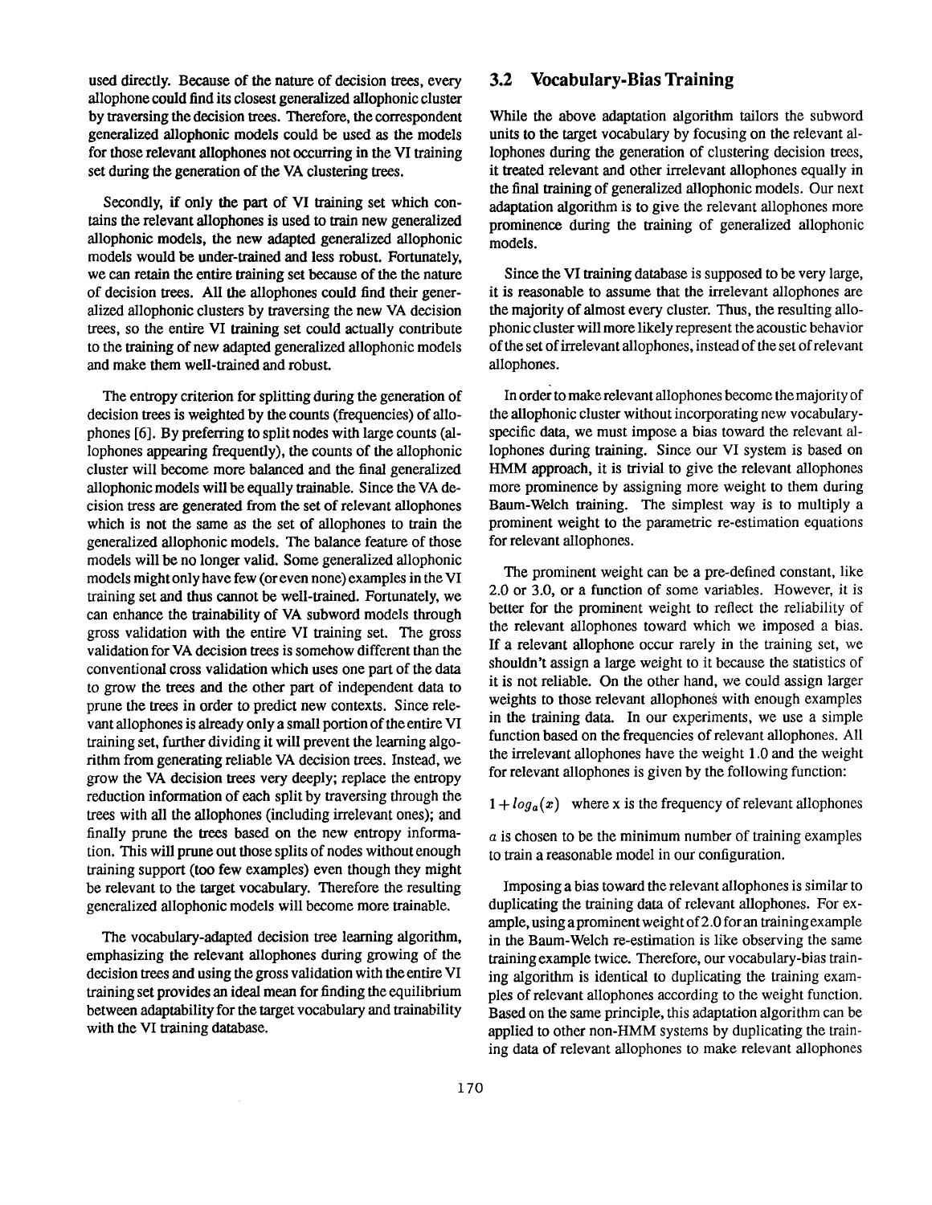used directly. Because of the nature of decision trees, every allophone could find its closest generalized allophonic cluster by traversing the decision trees. Therefore, the correspondent generalized allophonic models could be used as the models for those relevant allophones not occurring in the VI training set during the generation of the VA clustering trees.

Secondly, if only the part of VI training set which contains the relevant allophones is used to train new generalized allophonic models, the new adapted generalized allophonic models would be under-trained and less robust. Fortunately, we can retain the entire training set because of the the nature of decision trees. All the allophones could find their generalized allophonic clusters by traversing the new VA decision trees, so the entire VI training set could actually contribute to the training of new adapted generalized allophonic models and make them well-trained and robust.

The entropy criterion for splitting during the generation of decision trees is weighted by the counts (frequencies) of allophones [6]. By preferring to split nodes with large counts (allophones appearing frequently), the counts of the allophonic cluster will become more balanced and the final generalized allophonic models will be equally trainable. Since the VA decision tress are generated from the set of relevant allophones which is not the same as the set of allophones to train the generalized allophonic models. The balance feature of those models will be no longer valid. Some generalized allophonic models might only have few (or even none) examples in the VI training set and thus cannot be well-trained. Fortunately, we can enhance the trainability of VA subword models through gross validation with the entire VI training set. The gross validation for VA decision trees is somehow different than the conventional cross validation which uses one part of the data to grow the trees and the other part of independent data to prune the trees in order to predict new contexts. Since relevant allophones is already only a small portion of the entire VI training set, further dividing it will prevent the learning algorithm from generating reliable VA decision trees. Instead, we grow the VA decision trees very deeply; replace the entropy reduction information of each split by traversing through the trees with all the allophones (including irrelevant ones); and finally prune the trees based on the new entropy information. This will prune out those splits of nodes without enough training support (too few examples) even though they might be relevant to the target vocabulary. Therefore the resulting generalized allophonic models will become more trainable.

The vocabulary-adapted decision tree learning algorithm, emphasizing the relevant allophones during growing of the decision trees and using the gross validation with the entire VI training set provides an ideal mean for finding the equilibrium between adaptability for the target vocabulary and trainability with the VI training database.

## 3.2 Vocabulary-Bias Training

While the above adaptation algorithm tailors the subword units to the target vocabulary by focusing on the relevant allophones during the generation of clustering decision trees, it treated relevant and other irrelevant allophones equally in the final training of generalized allophonic models. Our next adaptation algorithm is to give the relevant allophones more prominence during the training of generalized allophonic models.

Since the VI training database is supposed to be very large, it is reasonable to assume that the irrelevant allophones are the majority of almost every cluster. Thus, the resulting allophonic cluster will more likely represent the acoustic behavior of the set of irrelevant allophones, instead of the set of relevant allophones.

In order to make relevant allophones become the majority of the allophonic cluster without incorporating new vocabulary-specific data, we must impose a bias toward the relevant allophones during training. Since our VI system is based on HMM approach, it is trivial to give the relevant allophones more prominence by assigning more weight to them during Baum-Welch training. The simplest way is to multiply a prominent weight to the parametric re-estimation equations for relevant allophones.

The prominent weight can be a pre-defined constant, like 2.0 or 3.0, or a function of some variables. However, it is better for the prominent weight to reflect the reliability of the relevant allophones toward which we imposed a bias. If a relevant allophone occur rarely in the training set, we shouldn't assign a large weight to it because the statistics of it is not reliable. On the other hand, we could assign larger weights to those relevant allophones with enough examples in the training data. In our experiments, we use a simple function based on the frequencies of relevant allophones. All the irrelevant allophones have the weight 1.0 and the weight for relevant allophones is given by the following function:

$1 + log_a(x)$ where x is the frequency of relevant allophones

$a$ is chosen to be the minimum number of training examples to train a reasonable model in our configuration.

Imposing a bias toward the relevant allophones is similar to duplicating the training data of relevant allophones. For example, using a prominent weight of 2.0 for an training example in the Baum-Welch re-estimation is like observing the same training example twice. Therefore, our vocabulary-bias training algorithm is identical to duplicating the training examples of relevant allophones according to the weight function. Based on the same principle, this adaptation algorithm can be applied to other non-HMM systems by duplicating the training data of relevant allophones to make relevant allophones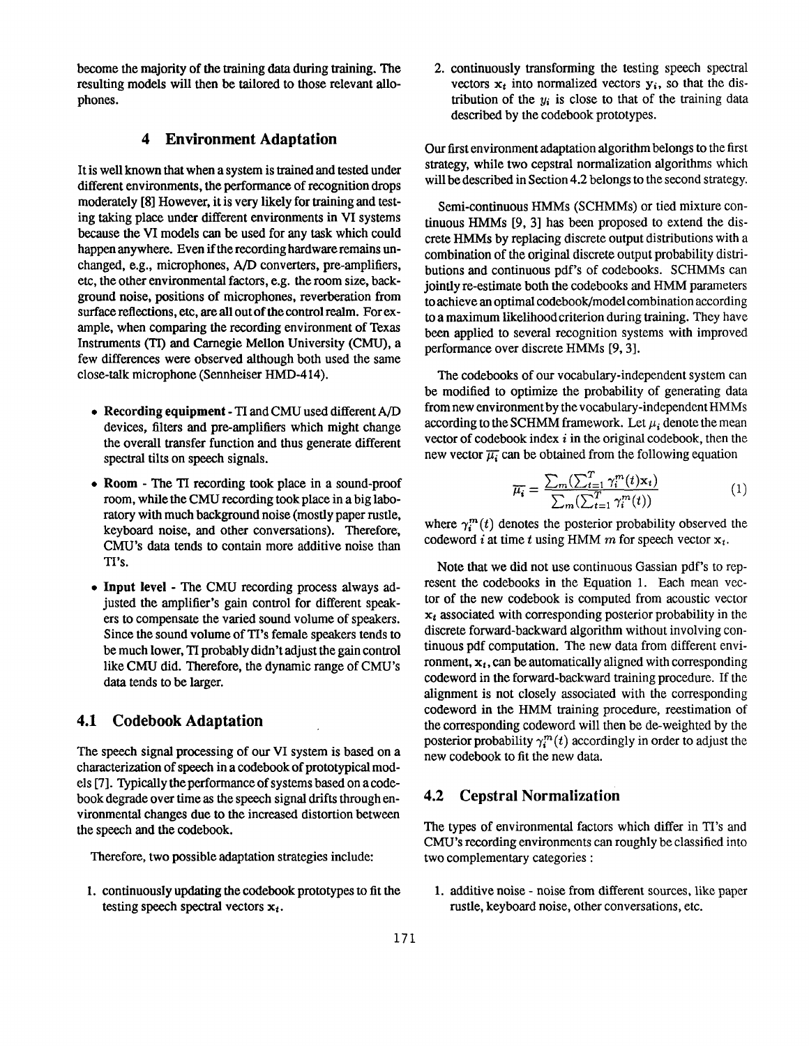become the majority of the training data during training. The resulting models will then be tailored to those relevant allophones.

## 4 Environment Adaptation

It is well known that when a system is trained and tested under different environments, the performance of recognition drops moderately [8] However, it is very likely for training and testing taking place under different environments in VI systems because the VI models can be used for any task which could happen anywhere. Even if the recording hardware remains unchanged, e.g., microphones, A/D converters, pre-amplifiers, etc, the other environmental factors, e.g. the room size, background noise, positions of microphones, reverberation from surface reflections, etc, are all out of the control realm. For example, when comparing the recording environment of Texas Instruments (TI) and Carnegie Mellon University (CMU), a few differences were observed although both used the same close-talk microphone (Sennheiser HMD-414).

- **Recording equipment** - TI and CMU used different A/D devices, filters and pre-amplifiers which might change the overall transfer function and thus generate different spectral tilts on speech signals.
- **Room** - The TI recording took place in a sound-proof room, while the CMU recording took place in a big laboratory with much background noise (mostly paper rustle, keyboard noise, and other conversations). Therefore, CMU's data tends to contain more additive noise than TI's.
- **Input level** - The CMU recording process always adjusted the amplifier's gain control for different speakers to compensate the varied sound volume of speakers. Since the sound volume of TI's female speakers tends to be much lower, TI probably didn't adjust the gain control like CMU did. Therefore, the dynamic range of CMU's data tends to be larger.

### 4.1 Codebook Adaptation

The speech signal processing of our VI system is based on a characterization of speech in a codebook of prototypical models [7]. Typically the performance of systems based on a codebook degrade over time as the speech signal drifts through environmental changes due to the increased distortion between the speech and the codebook.

Therefore, two possible adaptation strategies include:

1. continuously updating the codebook prototypes to fit the testing speech spectral vectors $\mathbf{x}_t$.
2. continuously transforming the testing speech spectral vectors $\mathbf{x}_t$ into normalized vectors $\mathbf{y}_i$, so that the distribution of the $y_i$ is close to that of the training data described by the codebook prototypes.

Our first environment adaptation algorithm belongs to the first strategy, while two cepstral normalization algorithms which will be described in Section 4.2 belongs to the second strategy.

Semi-continuous HMMs (SCHMMs) or tied mixture continuous HMMs [9, 3] has been proposed to extend the discrete HMMs by replacing discrete output distributions with a combination of the original discrete output probability distributions and continuous pdf's of codebooks. SCHMMs can jointly re-estimate both the codebooks and HMM parameters to achieve an optimal codebook/model combination according to a maximum likelihood criterion during training. They have been applied to several recognition systems with improved performance over discrete HMMs [9, 3].

The codebooks of our vocabulary-independent system can be modified to optimize the probability of generating data from new environment by the vocabulary-independent HMMs according to the SCHMM framework. Let $\mu_i$ denote the mean vector of codebook index $i$ in the original codebook, then the new vector $\overline{\mu_i}$ can be obtained from the following equation

$$\overline{\mu_i} = \frac{\sum_m (\sum_{t=1}^{T} \gamma_i^m(t)\mathbf{x}_t)}{\sum_m (\sum_{t=1}^{T} \gamma_i^m(t))} \tag{1}$$

where $\gamma_i^m(t)$ denotes the posterior probability observed the codeword $i$ at time $t$ using HMM $m$ for speech vector $\mathbf{x}_t$.

Note that we did not use continuous Gassian pdf's to represent the codebooks in the Equation 1. Each mean vector of the new codebook is computed from acoustic vector $\mathbf{x}_t$ associated with corresponding posterior probability in the discrete forward-backward algorithm without involving continuous pdf computation. The new data from different environment, $\mathbf{x}_t$, can be automatically aligned with corresponding codeword in the forward-backward training procedure. If the alignment is not closely associated with the corresponding codeword in the HMM training procedure, reestimation of the corresponding codeword will then be de-weighted by the posterior probability $\gamma_i^m(t)$ accordingly in order to adjust the new codebook to fit the new data.

### 4.2 Cepstral Normalization

The types of environmental factors which differ in TI's and CMU's recording environments can roughly be classified into two complementary categories :

1. additive noise - noise from different sources, like paper rustle, keyboard noise, other conversations, etc.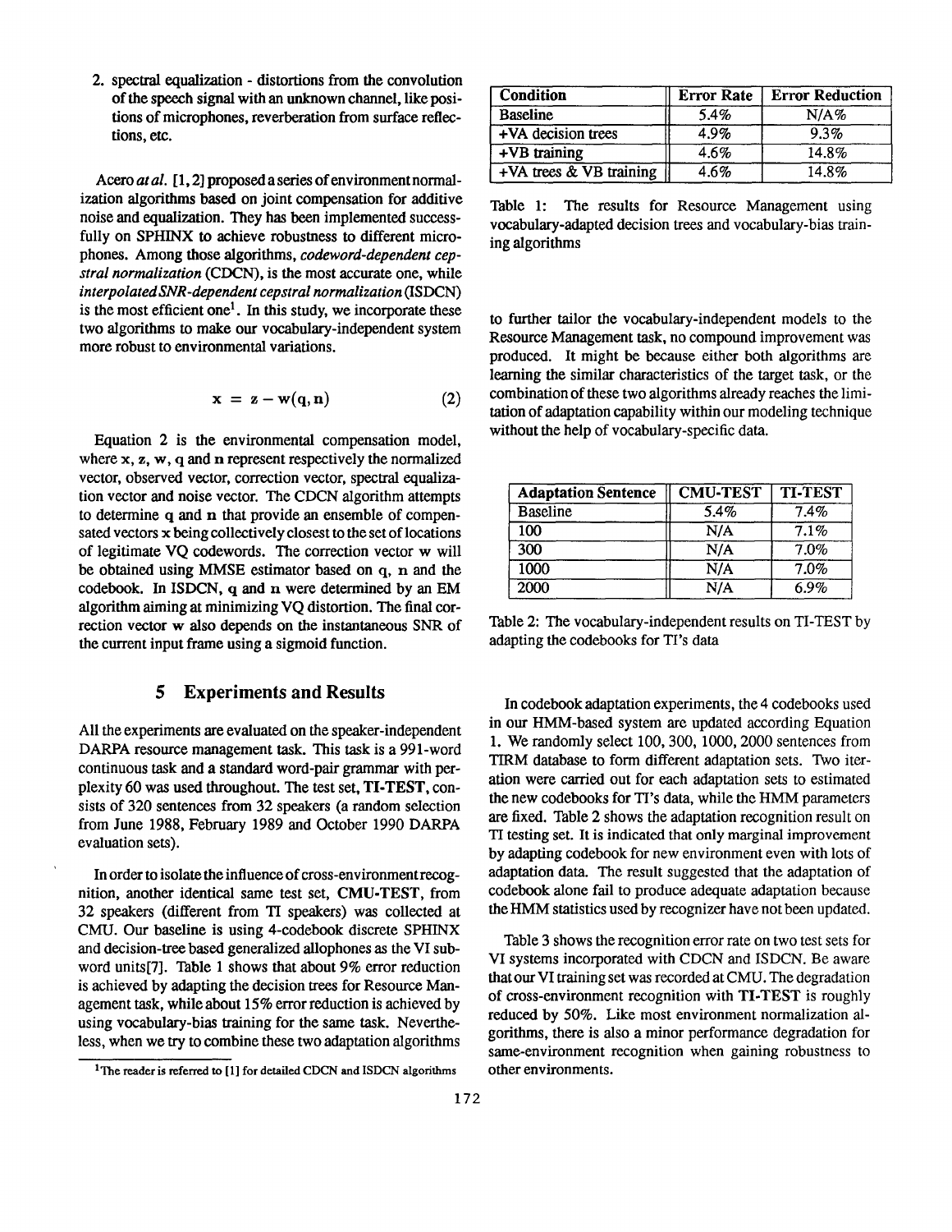2. spectral equalization - distortions from the convolution of the speech signal with an unknown channel, like positions of microphones, reverberation from surface reflections, etc.

Acero *at al.* [1, 2] proposed a series of environment normalization algorithms based on joint compensation for additive noise and equalization. They has been implemented successfully on SPHINX to achieve robustness to different microphones. Among those algorithms, *codeword-dependent cepstral normalization* (CDCN), is the most accurate one, while *interpolated SNR-dependent cepstral normalization* (ISDCN) is the most efficient one[1]. In this study, we incorporate these two algorithms to make our vocabulary-independent system more robust to environmental variations.

$$\mathbf{x} = \mathbf{z} - \mathbf{w}(\mathbf{q}, \mathbf{n}) \tag{2}$$

Equation 2 is the environmental compensation model, where $\mathbf{x}$, $\mathbf{z}$, $\mathbf{w}$, $\mathbf{q}$ and $\mathbf{n}$ represent respectively the normalized vector, observed vector, correction vector, spectral equalization vector and noise vector. The CDCN algorithm attempts to determine $\mathbf{q}$ and $\mathbf{n}$ that provide an ensemble of compensated vectors $\mathbf{x}$ being collectively closest to the set of locations of legitimate VQ codewords. The correction vector $\mathbf{w}$ will be obtained using MMSE estimator based on $\mathbf{q}$, $\mathbf{n}$ and the codebook. In ISDCN, $\mathbf{q}$ and $\mathbf{n}$ were determined by an EM algorithm aiming at minimizing VQ distortion. The final correction vector $\mathbf{w}$ also depends on the instantaneous SNR of the current input frame using a sigmoid function.

## 5 Experiments and Results

All the experiments are evaluated on the speaker-independent DARPA resource management task. This task is a 991-word continuous task and a standard word-pair grammar with perplexity 60 was used throughout. The test set, **TI-TEST**, consists of 320 sentences from 32 speakers (a random selection from June 1988, February 1989 and October 1990 DARPA evaluation sets).

In order to isolate the influence of cross-environment recognition, another identical same test set, **CMU-TEST**, from 32 speakers (different from TI speakers) was collected at CMU. Our baseline is using 4-codebook discrete SPHINX and decision-tree based generalized allophones as the VI subword units[7]. Table 1 shows that about 9% error reduction is achieved by adapting the decision trees for Resource Management task, while about 15% error reduction is achieved by using vocabulary-bias training for the same task. Nevertheless, when we try to combine these two adaptation algorithms to further tailor the vocabulary-independent models to the Resource Management task, no compound improvement was produced. It might be because either both algorithms are learning the similar characteristics of the target task, or the combination of these two algorithms already reaches the limitation of adaptation capability within our modeling technique without the help of vocabulary-specific data.

[1] The reader is referred to [1] for detailed CDCN and ISDCN algorithms

| Condition | Error Rate | Error Reduction |
|---|---|---|
| Baseline | 5.4% | N/A% |
| +VA decision trees | 4.9% | 9.3% |
| +VB training | 4.6% | 14.8% |
| +VA trees & VB training | 4.6% | 14.8% |

Table 1: The results for Resource Management using vocabulary-adapted decision trees and vocabulary-bias training algorithms

| Adaptation Sentence | CMU-TEST | TI-TEST |
|---|---|---|
| Baseline | 5.4% | 7.4% |
| 100 | N/A | 7.1% |
| 300 | N/A | 7.0% |
| 1000 | N/A | 7.0% |
| 2000 | N/A | 6.9% |

Table 2: The vocabulary-independent results on TI-TEST by adapting the codebooks for TI's data

In codebook adaptation experiments, the 4 codebooks used in our HMM-based system are updated according Equation 1. We randomly select 100, 300, 1000, 2000 sentences from TIRM database to form different adaptation sets. Two iteration were carried out for each adaptation sets to estimated the new codebooks for TI's data, while the HMM parameters are fixed. Table 2 shows the adaptation recognition result on TI testing set. It is indicated that only marginal improvement by adapting codebook for new environment even with lots of adaptation data. The result suggested that the adaptation of codebook alone fail to produce adequate adaptation because the HMM statistics used by recognizer have not been updated.

Table 3 shows the recognition error rate on two test sets for VI systems incorporated with CDCN and ISDCN. Be aware that our VI training set was recorded at CMU. The degradation of cross-environment recognition with **TI-TEST** is roughly reduced by 50%. Like most environment normalization algorithms, there is also a minor performance degradation for same-environment recognition when gaining robustness to other environments.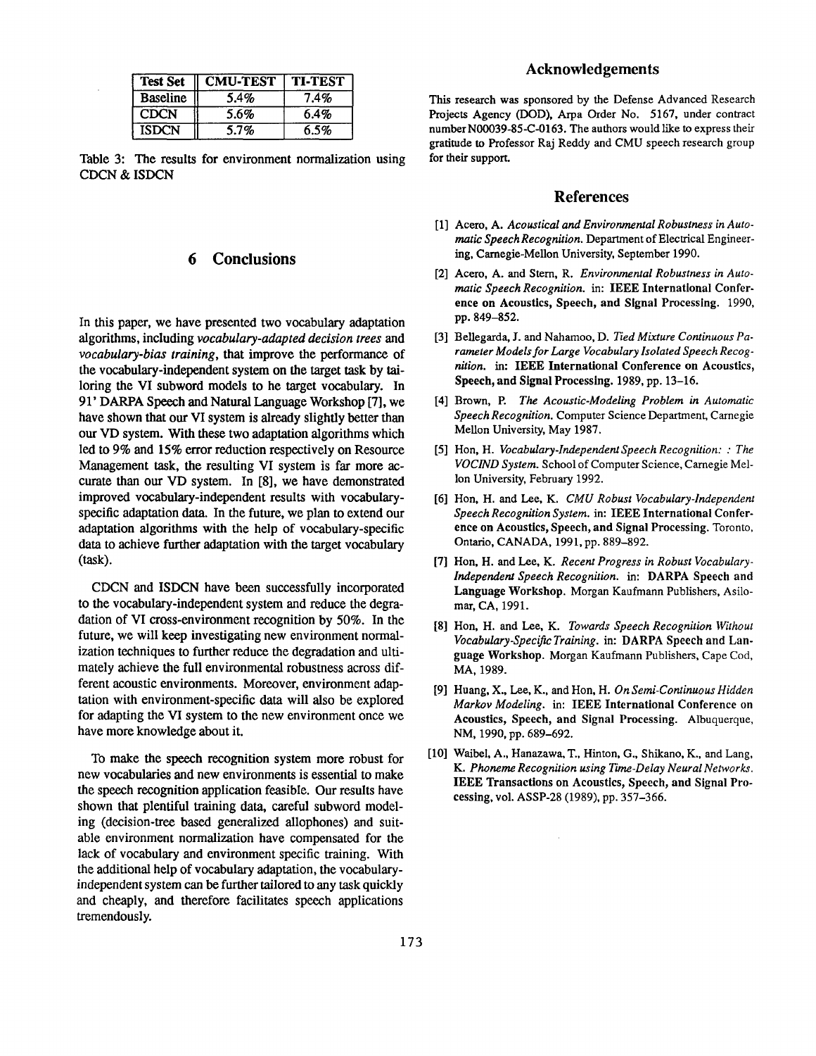| Test Set | CMU-TEST | TI-TEST |
|---|---|---|
| Baseline | 5.4% | 7.4% |
| CDCN | 5.6% | 6.4% |
| ISDCN | 5.7% | 6.5% |

Table 3: The results for environment normalization using CDCN & ISDCN

## 6 Conclusions

In this paper, we have presented two vocabulary adaptation algorithms, including *vocabulary-adapted decision trees* and *vocabulary-bias training*, that improve the performance of the vocabulary-independent system on the target task by tailoring the VI subword models to he target vocabulary. In 91' DARPA Speech and Natural Language Workshop [7], we have shown that our VI system is already slightly better than our VD system. With these two adaptation algorithms which led to 9% and 15% error reduction respectively on Resource Management task, the resulting VI system is far more accurate than our VD system. In [8], we have demonstrated improved vocabulary-independent results with vocabulary-specific adaptation data. In the future, we plan to extend our adaptation algorithms with the help of vocabulary-specific data to achieve further adaptation with the target vocabulary (task).

CDCN and ISDCN have been successfully incorporated to the vocabulary-independent system and reduce the degradation of VI cross-environment recognition by 50%. In the future, we will keep investigating new environment normalization techniques to further reduce the degradation and ultimately achieve the full environmental robustness across different acoustic environments. Moreover, environment adaptation with environment-specific data will also be explored for adapting the VI system to the new environment once we have more knowledge about it.

To make the speech recognition system more robust for new vocabularies and new environments is essential to make the speech recognition application feasible. Our results have shown that plentiful training data, careful subword modeling (decision-tree based generalized allophones) and suitable environment normalization have compensated for the lack of vocabulary and environment specific training. With the additional help of vocabulary adaptation, the vocabulary-independent system can be further tailored to any task quickly and cheaply, and therefore facilitates speech applications tremendously.

## Acknowledgements

This research was sponsored by the Defense Advanced Research Projects Agency (DOD), Arpa Order No. 5167, under contract number N00039-85-C-0163. The authors would like to express their gratitude to Professor Raj Reddy and CMU speech research group for their support.

## References

[1] Acero, A. *Acoustical and Environmental Robustness in Automatic Speech Recognition.* Department of Electrical Engineering, Carnegie-Mellon University, September 1990.

[2] Acero, A. and Stern, R. *Environmental Robustness in Automatic Speech Recognition.* in: **IEEE International Conference on Acoustics, Speech, and Signal Processing.** 1990, pp. 849–852.

[3] Bellegarda, J. and Nahamoo, D. *Tied Mixture Continuous Parameter Models for Large Vocabulary Isolated Speech Recognition.* in: **IEEE International Conference on Acoustics, Speech, and Signal Processing.** 1989, pp. 13–16.

[4] Brown, P. *The Acoustic-Modeling Problem in Automatic Speech Recognition.* Computer Science Department, Carnegie Mellon University, May 1987.

[5] Hon, H. *Vocabulary-Independent Speech Recognition: : The VOCIND System.* School of Computer Science, Carnegie Mellon University, February 1992.

[6] Hon, H. and Lee, K. *CMU Robust Vocabulary-Independent Speech Recognition System.* in: **IEEE International Conference on Acoustics, Speech, and Signal Processing.** Toronto, Ontario, CANADA, 1991, pp. 889–892.

[7] Hon, H. and Lee, K. *Recent Progress in Robust Vocabulary-Independent Speech Recognition.* in: **DARPA Speech and Language Workshop.** Morgan Kaufmann Publishers, Asilomar, CA, 1991.

[8] Hon, H. and Lee, K. *Towards Speech Recognition Without Vocabulary-Specific Training.* in: **DARPA Speech and Language Workshop.** Morgan Kaufmann Publishers, Cape Cod, MA, 1989.

[9] Huang, X., Lee, K., and Hon, H. *On Semi-Continuous Hidden Markov Modeling.* in: **IEEE International Conference on Acoustics, Speech, and Signal Processing.** Albuquerque, NM, 1990, pp. 689–692.

[10] Waibel, A., Hanazawa, T., Hinton, G., Shikano, K., and Lang, K. *Phoneme Recognition using Time-Delay Neural Networks.* **IEEE Transactions on Acoustics, Speech, and Signal Processing**, vol. ASSP-28 (1989), pp. 357–366.